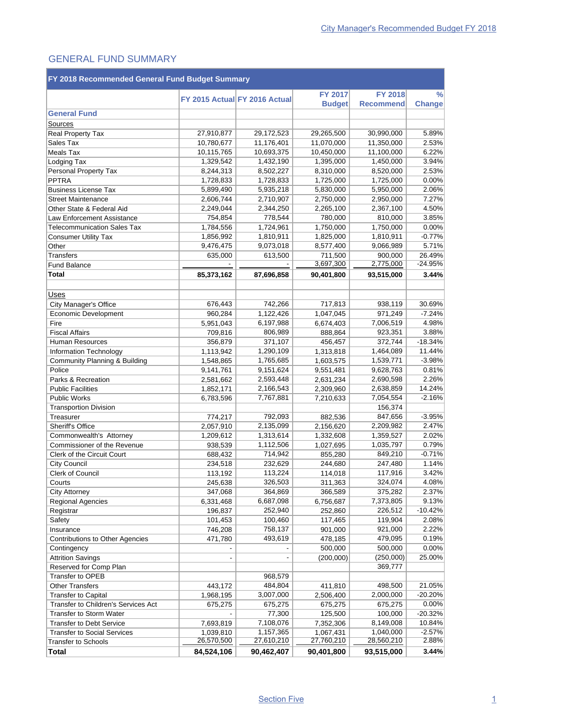## GENERAL FUND SUMMARY

| FY 2018 Recommended General Fund Budget Summary | | | | | |
|---|---|---|---|---|---|
| | FY 2015 Actual | FY 2016 Actual | FY 2017 Budget | FY 2018 Recommend | % Change |
| **General Fund** | | | | | |
| Sources | | | | | |
| Real Property Tax | 27,910,877 | 29,172,523 | 29,265,500 | 30,990,000 | 5.89% |
| Sales Tax | 10,780,677 | 11,176,401 | 11,070,000 | 11,350,000 | 2.53% |
| Meals Tax | 10,115,765 | 10,693,375 | 10,450,000 | 11,100,000 | 6.22% |
| Lodging Tax | 1,329,542 | 1,432,190 | 1,395,000 | 1,450,000 | 3.94% |
| Personal Property Tax | 8,244,313 | 8,502,227 | 8,310,000 | 8,520,000 | 2.53% |
| PPTRA | 1,728,833 | 1,728,833 | 1,725,000 | 1,725,000 | 0.00% |
| Business License Tax | 5,899,490 | 5,935,218 | 5,830,000 | 5,950,000 | 2.06% |
| Street Maintenance | 2,606,744 | 2,710,907 | 2,750,000 | 2,950,000 | 7.27% |
| Other State & Federal Aid | 2,249,044 | 2,344,250 | 2,265,100 | 2,367,100 | 4.50% |
| Law Enforcement Assistance | 754,854 | 778,544 | 780,000 | 810,000 | 3.85% |
| Telecommunication Sales Tax | 1,784,556 | 1,724,961 | 1,750,000 | 1,750,000 | 0.00% |
| Consumer Utility Tax | 1,856,992 | 1,810,911 | 1,825,000 | 1,810,911 | -0.77% |
| Other | 9,476,475 | 9,073,018 | 8,577,400 | 9,066,989 | 5.71% |
| Transfers | 635,000 | 613,500 | 711,500 | 900,000 | 26.49% |
| Fund Balance | - | - | 3,697,300 | 2,775,000 | -24.95% |
| **Total** | **85,373,162** | **87,696,858** | **90,401,800** | **93,515,000** | **3.44%** |
| | | | | | |
| Uses | | | | | |
| City Manager's Office | 676,443 | 742,266 | 717,813 | 938,119 | 30.69% |
| Economic Development | 960,284 | 1,122,426 | 1,047,045 | 971,249 | -7.24% |
| Fire | 5,951,043 | 6,197,988 | 6,674,403 | 7,006,519 | 4.98% |
| Fiscal Affairs | 709,816 | 806,989 | 888,864 | 923,351 | 3.88% |
| Human Resources | 356,879 | 371,107 | 456,457 | 372,744 | -18.34% |
| Information Technology | 1,113,942 | 1,290,109 | 1,313,818 | 1,464,089 | 11.44% |
| Community Planning & Building | 1,548,865 | 1,765,685 | 1,603,575 | 1,539,771 | -3.98% |
| Police | 9,141,761 | 9,151,624 | 9,551,481 | 9,628,763 | 0.81% |
| Parks & Recreation | 2,581,662 | 2,593,448 | 2,631,234 | 2,690,598 | 2.26% |
| Public Facilities | 1,852,171 | 2,166,543 | 2,309,960 | 2,638,859 | 14.24% |
| Public Works | 6,783,596 | 7,767,881 | 7,210,633 | 7,054,554 | -2.16% |
| Transportion Division | | | | 156,374 | |
| Treasurer | 774,217 | 792,093 | 882,536 | 847,656 | -3.95% |
| Sheriff's Office | 2,057,910 | 2,135,099 | 2,156,620 | 2,209,982 | 2.47% |
| Commonwealth's Attorney | 1,209,612 | 1,313,614 | 1,332,608 | 1,359,527 | 2.02% |
| Commissioner of the Revenue | 938,539 | 1,112,506 | 1,027,695 | 1,035,797 | 0.79% |
| Clerk of the Circuit Court | 688,432 | 714,942 | 855,280 | 849,210 | -0.71% |
| City Council | 234,518 | 232,629 | 244,680 | 247,480 | 1.14% |
| Clerk of Council | 113,192 | 113,224 | 114,018 | 117,916 | 3.42% |
| Courts | 245,638 | 326,503 | 311,363 | 324,074 | 4.08% |
| City Attorney | 347,068 | 364,869 | 366,589 | 375,282 | 2.37% |
| Regional Agencies | 6,331,468 | 6,687,098 | 6,756,687 | 7,373,805 | 9.13% |
| Registrar | 196,837 | 252,940 | 252,860 | 226,512 | -10.42% |
| Safety | 101,453 | 100,460 | 117,465 | 119,904 | 2.08% |
| Insurance | 746,208 | 758,137 | 901,000 | 921,000 | 2.22% |
| Contributions to Other Agencies | 471,780 | 493,619 | 478,185 | 479,095 | 0.19% |
| Contingency | - | - | 500,000 | 500,000 | 0.00% |
| Attrition Savings | - | - | (200,000) | (250,000) | 25.00% |
| Reserved for Comp Plan | | | | 369,777 | |
| Transfer to OPEB | | 968,579 | | | |
| Other Transfers | 443,172 | 484,804 | 411,810 | 498,500 | 21.05% |
| Transfer to Capital | 1,968,195 | 3,007,000 | 2,506,400 | 2,000,000 | -20.20% |
| Transfer to Children's Services Act | 675,275 | 675,275 | 675,275 | 675,275 | 0.00% |
| Transfer to Storm Water | - | 77,300 | 125,500 | 100,000 | -20.32% |
| Transfer to Debt Service | 7,693,819 | 7,108,076 | 7,352,306 | 8,149,008 | 10.84% |
| Transfer to Social Services | 1,039,810 | 1,157,365 | 1,067,431 | 1,040,000 | -2.57% |
| Transfer to Schools | 26,570,500 | 27,610,210 | 27,760,210 | 28,560,210 | 2.88% |
| **Total** | **84,524,106** | **90,462,407** | **90,401,800** | **93,515,000** | **3.44%** |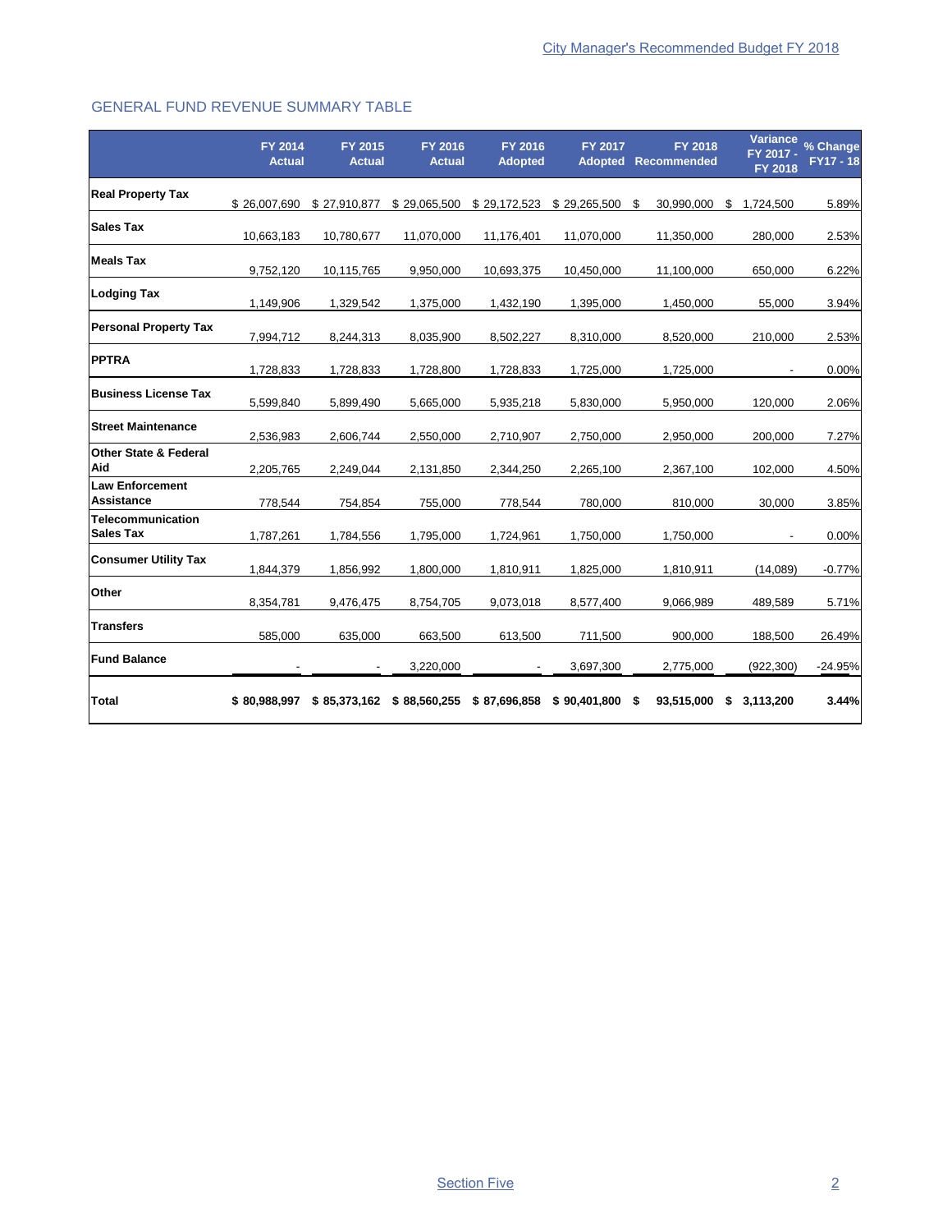## GENERAL FUND REVENUE SUMMARY TABLE

| | FY 2014 Actual | FY 2015 Actual | FY 2016 Actual | FY 2016 Adopted | FY 2017 Adopted | FY 2018 Recommended | Variance FY 2017 - FY 2018 | % Change FY17 - 18 |
|---|---|---|---|---|---|---|---|---|
| **Real Property Tax** | $ 26,007,690 | $ 27,910,877 | $ 29,065,500 | $ 29,172,523 | $ 29,265,500 | $ 30,990,000 | $ 1,724,500 | 5.89% |
| **Sales Tax** | 10,663,183 | 10,780,677 | 11,070,000 | 11,176,401 | 11,070,000 | 11,350,000 | 280,000 | 2.53% |
| **Meals Tax** | 9,752,120 | 10,115,765 | 9,950,000 | 10,693,375 | 10,450,000 | 11,100,000 | 650,000 | 6.22% |
| **Lodging Tax** | 1,149,906 | 1,329,542 | 1,375,000 | 1,432,190 | 1,395,000 | 1,450,000 | 55,000 | 3.94% |
| **Personal Property Tax** | 7,994,712 | 8,244,313 | 8,035,900 | 8,502,227 | 8,310,000 | 8,520,000 | 210,000 | 2.53% |
| **PPTRA** | 1,728,833 | 1,728,833 | 1,728,800 | 1,728,833 | 1,725,000 | 1,725,000 | - | 0.00% |
| **Business License Tax** | 5,599,840 | 5,899,490 | 5,665,000 | 5,935,218 | 5,830,000 | 5,950,000 | 120,000 | 2.06% |
| **Street Maintenance** | 2,536,983 | 2,606,744 | 2,550,000 | 2,710,907 | 2,750,000 | 2,950,000 | 200,000 | 7.27% |
| **Other State & Federal Aid** | 2,205,765 | 2,249,044 | 2,131,850 | 2,344,250 | 2,265,100 | 2,367,100 | 102,000 | 4.50% |
| **Law Enforcement Assistance** | 778,544 | 754,854 | 755,000 | 778,544 | 780,000 | 810,000 | 30,000 | 3.85% |
| **Telecommunication Sales Tax** | 1,787,261 | 1,784,556 | 1,795,000 | 1,724,961 | 1,750,000 | 1,750,000 | - | 0.00% |
| **Consumer Utility Tax** | 1,844,379 | 1,856,992 | 1,800,000 | 1,810,911 | 1,825,000 | 1,810,911 | (14,089) | -0.77% |
| **Other** | 8,354,781 | 9,476,475 | 8,754,705 | 9,073,018 | 8,577,400 | 9,066,989 | 489,589 | 5.71% |
| **Transfers** | 585,000 | 635,000 | 663,500 | 613,500 | 711,500 | 900,000 | 188,500 | 26.49% |
| **Fund Balance** | - | - | 3,220,000 | - | 3,697,300 | 2,775,000 | (922,300) | -24.95% |
| **Total** | **$ 80,988,997** | **$ 85,373,162** | **$ 88,560,255** | **$ 87,696,858** | **$ 90,401,800** | **$ 93,515,000** | **$ 3,113,200** | **3.44%** |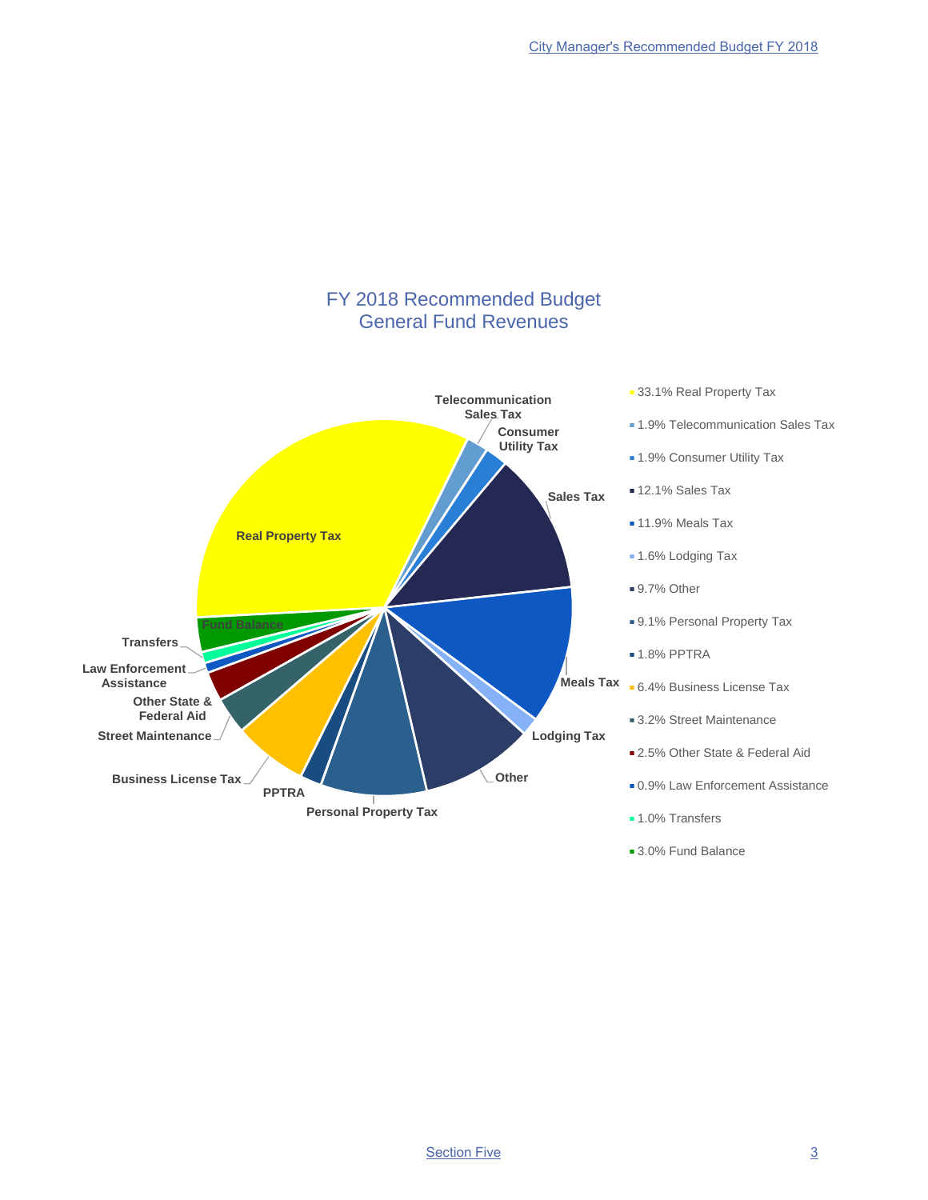## FY 2018 Recommended Budget
## General Fund Revenues

| Revenue Source | Percentage |
|---|---|
| Real Property Tax | 33.1% |
| Telecommunication Sales Tax | 1.9% |
| Consumer Utility Tax | 1.9% |
| Sales Tax | 12.1% |
| Meals Tax | 11.9% |
| Lodging Tax | 1.6% |
| Other | 9.7% |
| Personal Property Tax | 9.1% |
| PPTRA | 1.8% |
| Business License Tax | 6.4% |
| Street Maintenance | 3.2% |
| Other State & Federal Aid | 2.5% |
| Law Enforcement Assistance | 0.9% |
| Transfers | 1.0% |
| Fund Balance | 3.0% |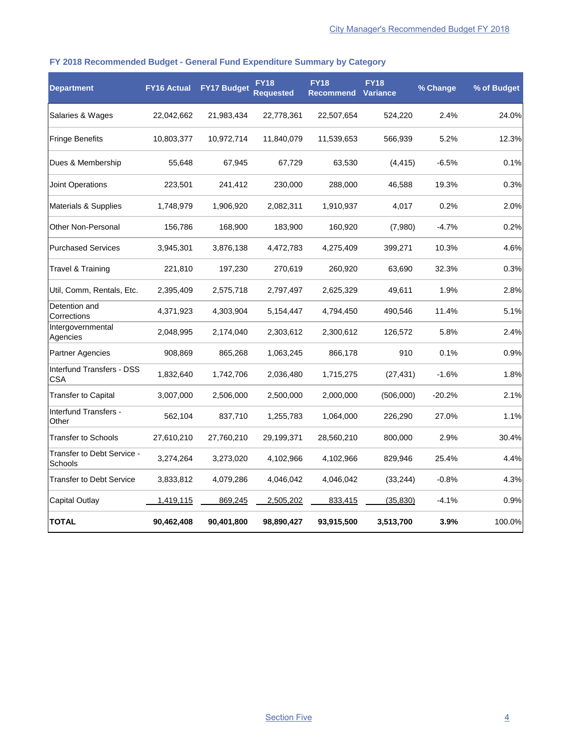## FY 2018 Recommended Budget - General Fund Expenditure Summary by Category

| Department | FY16 Actual | FY17 Budget | FY18 Requested | FY18 Recommend | FY18 Variance | % Change | % of Budget |
|---|---|---|---|---|---|---|---|
| Salaries & Wages | 22,042,662 | 21,983,434 | 22,778,361 | 22,507,654 | 524,220 | 2.4% | 24.0% |
| Fringe Benefits | 10,803,377 | 10,972,714 | 11,840,079 | 11,539,653 | 566,939 | 5.2% | 12.3% |
| Dues & Membership | 55,648 | 67,945 | 67,729 | 63,530 | (4,415) | -6.5% | 0.1% |
| Joint Operations | 223,501 | 241,412 | 230,000 | 288,000 | 46,588 | 19.3% | 0.3% |
| Materials & Supplies | 1,748,979 | 1,906,920 | 2,082,311 | 1,910,937 | 4,017 | 0.2% | 2.0% |
| Other Non-Personal | 156,786 | 168,900 | 183,900 | 160,920 | (7,980) | -4.7% | 0.2% |
| Purchased Services | 3,945,301 | 3,876,138 | 4,472,783 | 4,275,409 | 399,271 | 10.3% | 4.6% |
| Travel & Training | 221,810 | 197,230 | 270,619 | 260,920 | 63,690 | 32.3% | 0.3% |
| Util, Comm, Rentals, Etc. | 2,395,409 | 2,575,718 | 2,797,497 | 2,625,329 | 49,611 | 1.9% | 2.8% |
| Detention and Corrections | 4,371,923 | 4,303,904 | 5,154,447 | 4,794,450 | 490,546 | 11.4% | 5.1% |
| Intergovernmental Agencies | 2,048,995 | 2,174,040 | 2,303,612 | 2,300,612 | 126,572 | 5.8% | 2.4% |
| Partner Agencies | 908,869 | 865,268 | 1,063,245 | 866,178 | 910 | 0.1% | 0.9% |
| Interfund Transfers - DSS CSA | 1,832,640 | 1,742,706 | 2,036,480 | 1,715,275 | (27,431) | -1.6% | 1.8% |
| Transfer to Capital | 3,007,000 | 2,506,000 | 2,500,000 | 2,000,000 | (506,000) | -20.2% | 2.1% |
| Interfund Transfers - Other | 562,104 | 837,710 | 1,255,783 | 1,064,000 | 226,290 | 27.0% | 1.1% |
| Transfer to Schools | 27,610,210 | 27,760,210 | 29,199,371 | 28,560,210 | 800,000 | 2.9% | 30.4% |
| Transfer to Debt Service - Schools | 3,274,264 | 3,273,020 | 4,102,966 | 4,102,966 | 829,946 | 25.4% | 4.4% |
| Transfer to Debt Service | 3,833,812 | 4,079,286 | 4,046,042 | 4,046,042 | (33,244) | -0.8% | 4.3% |
| Capital Outlay | 1,419,115 | 869,245 | 2,505,202 | 833,415 | (35,830) | -4.1% | 0.9% |
| **TOTAL** | **90,462,408** | **90,401,800** | **98,890,427** | **93,915,500** | **3,513,700** | **3.9%** | 100.0% |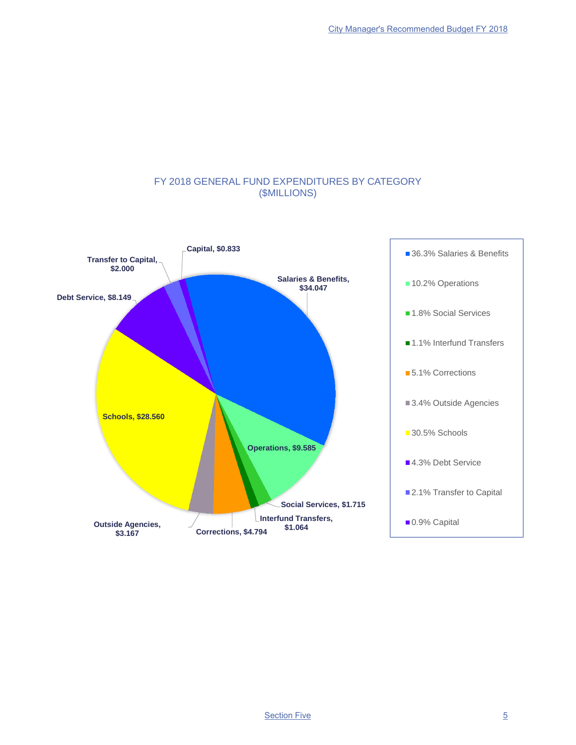## FY 2018 GENERAL FUND EXPENDITURES BY CATEGORY
## ($MILLIONS)

| Category | Amount ($ millions) | Percent |
|---|---|---|
| Salaries & Benefits | $34.047 | 36.3% |
| Operations | $9.585 | 10.2% |
| Social Services | $1.715 | 1.8% |
| Interfund Transfers | $1.064 | 1.1% |
| Corrections | $4.794 | 5.1% |
| Outside Agencies | $3.167 | 3.4% |
| Schools | $28.560 | 30.5% |
| Debt Service | $8.149 | 4.3% |
| Transfer to Capital | $2.000 | 2.1% |
| Capital | $0.833 | 0.9% |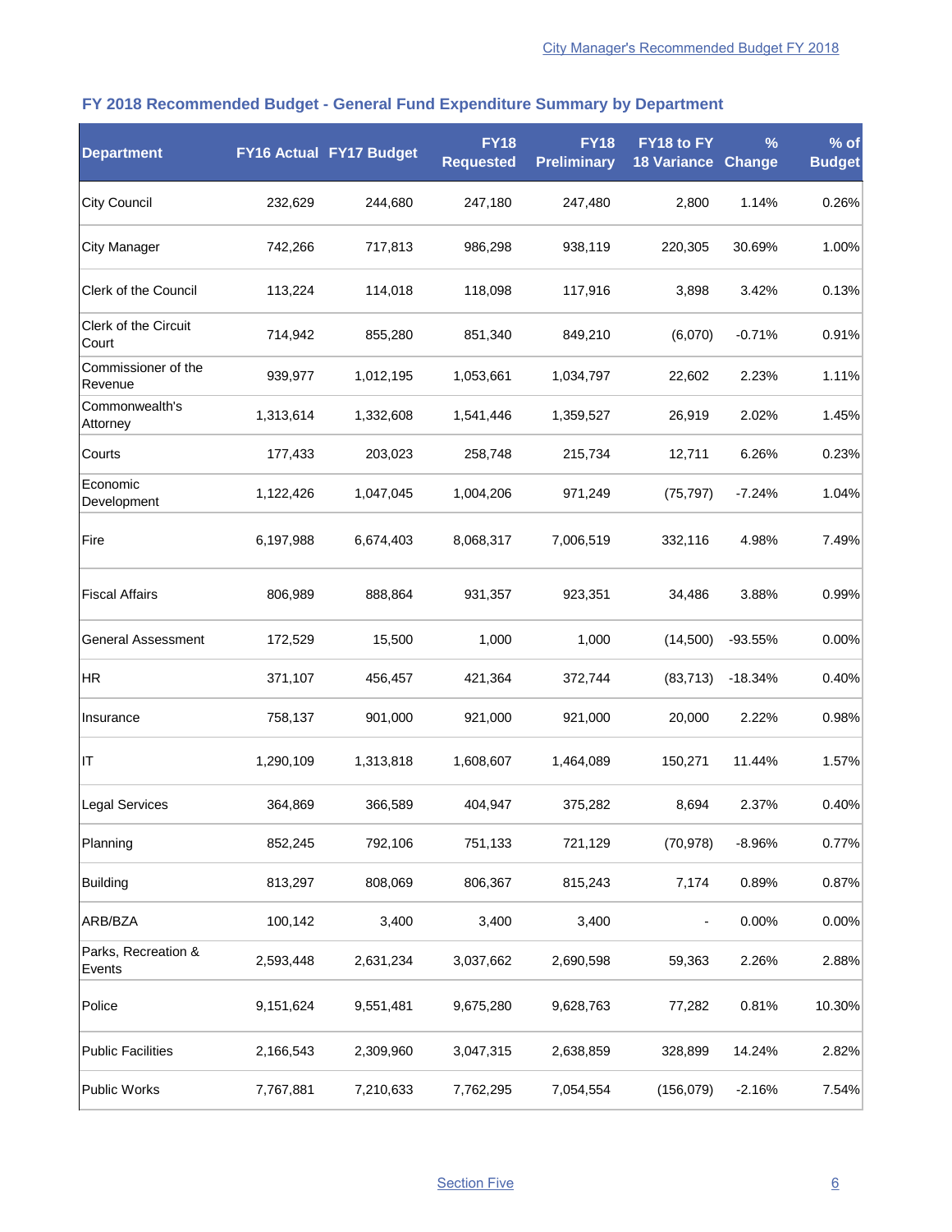## FY 2018 Recommended Budget - General Fund Expenditure Summary by Department

| Department | FY16 Actual | FY17 Budget | FY18 Requested | FY18 Preliminary | FY18 to FY 18 Variance | % Change | % of Budget |
|---|---|---|---|---|---|---|---|
| City Council | 232,629 | 244,680 | 247,180 | 247,480 | 2,800 | 1.14% | 0.26% |
| City Manager | 742,266 | 717,813 | 986,298 | 938,119 | 220,305 | 30.69% | 1.00% |
| Clerk of the Council | 113,224 | 114,018 | 118,098 | 117,916 | 3,898 | 3.42% | 0.13% |
| Clerk of the Circuit Court | 714,942 | 855,280 | 851,340 | 849,210 | (6,070) | -0.71% | 0.91% |
| Commissioner of the Revenue | 939,977 | 1,012,195 | 1,053,661 | 1,034,797 | 22,602 | 2.23% | 1.11% |
| Commonwealth's Attorney | 1,313,614 | 1,332,608 | 1,541,446 | 1,359,527 | 26,919 | 2.02% | 1.45% |
| Courts | 177,433 | 203,023 | 258,748 | 215,734 | 12,711 | 6.26% | 0.23% |
| Economic Development | 1,122,426 | 1,047,045 | 1,004,206 | 971,249 | (75,797) | -7.24% | 1.04% |
| Fire | 6,197,988 | 6,674,403 | 8,068,317 | 7,006,519 | 332,116 | 4.98% | 7.49% |
| Fiscal Affairs | 806,989 | 888,864 | 931,357 | 923,351 | 34,486 | 3.88% | 0.99% |
| General Assessment | 172,529 | 15,500 | 1,000 | 1,000 | (14,500) | -93.55% | 0.00% |
| HR | 371,107 | 456,457 | 421,364 | 372,744 | (83,713) | -18.34% | 0.40% |
| Insurance | 758,137 | 901,000 | 921,000 | 921,000 | 20,000 | 2.22% | 0.98% |
| IT | 1,290,109 | 1,313,818 | 1,608,607 | 1,464,089 | 150,271 | 11.44% | 1.57% |
| Legal Services | 364,869 | 366,589 | 404,947 | 375,282 | 8,694 | 2.37% | 0.40% |
| Planning | 852,245 | 792,106 | 751,133 | 721,129 | (70,978) | -8.96% | 0.77% |
| Building | 813,297 | 808,069 | 806,367 | 815,243 | 7,174 | 0.89% | 0.87% |
| ARB/BZA | 100,142 | 3,400 | 3,400 | 3,400 | - | 0.00% | 0.00% |
| Parks, Recreation & Events | 2,593,448 | 2,631,234 | 3,037,662 | 2,690,598 | 59,363 | 2.26% | 2.88% |
| Police | 9,151,624 | 9,551,481 | 9,675,280 | 9,628,763 | 77,282 | 0.81% | 10.30% |
| Public Facilities | 2,166,543 | 2,309,960 | 3,047,315 | 2,638,859 | 328,899 | 14.24% | 2.82% |
| Public Works | 7,767,881 | 7,210,633 | 7,762,295 | 7,054,554 | (156,079) | -2.16% | 7.54% |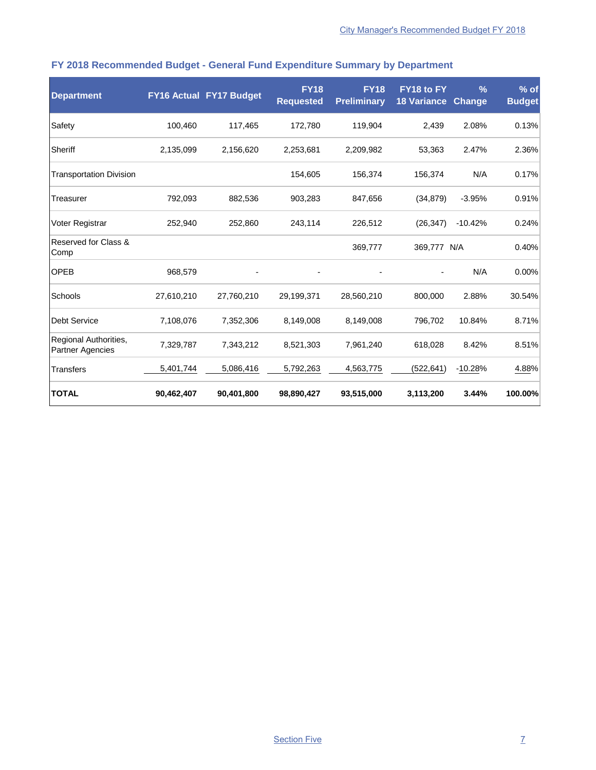## FY 2018 Recommended Budget - General Fund Expenditure Summary by Department

| Department | FY16 Actual | FY17 Budget | FY18 Requested | FY18 Preliminary | FY18 to FY 18 Variance | % Change | % of Budget |
|---|---|---|---|---|---|---|---|
| Safety | 100,460 | 117,465 | 172,780 | 119,904 | 2,439 | 2.08% | 0.13% |
| Sheriff | 2,135,099 | 2,156,620 | 2,253,681 | 2,209,982 | 53,363 | 2.47% | 2.36% |
| Transportation Division | | | 154,605 | 156,374 | 156,374 | N/A | 0.17% |
| Treasurer | 792,093 | 882,536 | 903,283 | 847,656 | (34,879) | -3.95% | 0.91% |
| Voter Registrar | 252,940 | 252,860 | 243,114 | 226,512 | (26,347) | -10.42% | 0.24% |
| Reserved for Class & Comp | | | | 369,777 | 369,777 | N/A | 0.40% |
| OPEB | 968,579 | - | - | - | - | N/A | 0.00% |
| Schools | 27,610,210 | 27,760,210 | 29,199,371 | 28,560,210 | 800,000 | 2.88% | 30.54% |
| Debt Service | 7,108,076 | 7,352,306 | 8,149,008 | 8,149,008 | 796,702 | 10.84% | 8.71% |
| Regional Authorities, Partner Agencies | 7,329,787 | 7,343,212 | 8,521,303 | 7,961,240 | 618,028 | 8.42% | 8.51% |
| Transfers | 5,401,744 | 5,086,416 | 5,792,263 | 4,563,775 | (522,641) | -10.28% | 4.88% |
| **TOTAL** | **90,462,407** | **90,401,800** | **98,890,427** | **93,515,000** | **3,113,200** | **3.44%** | **100.00%** |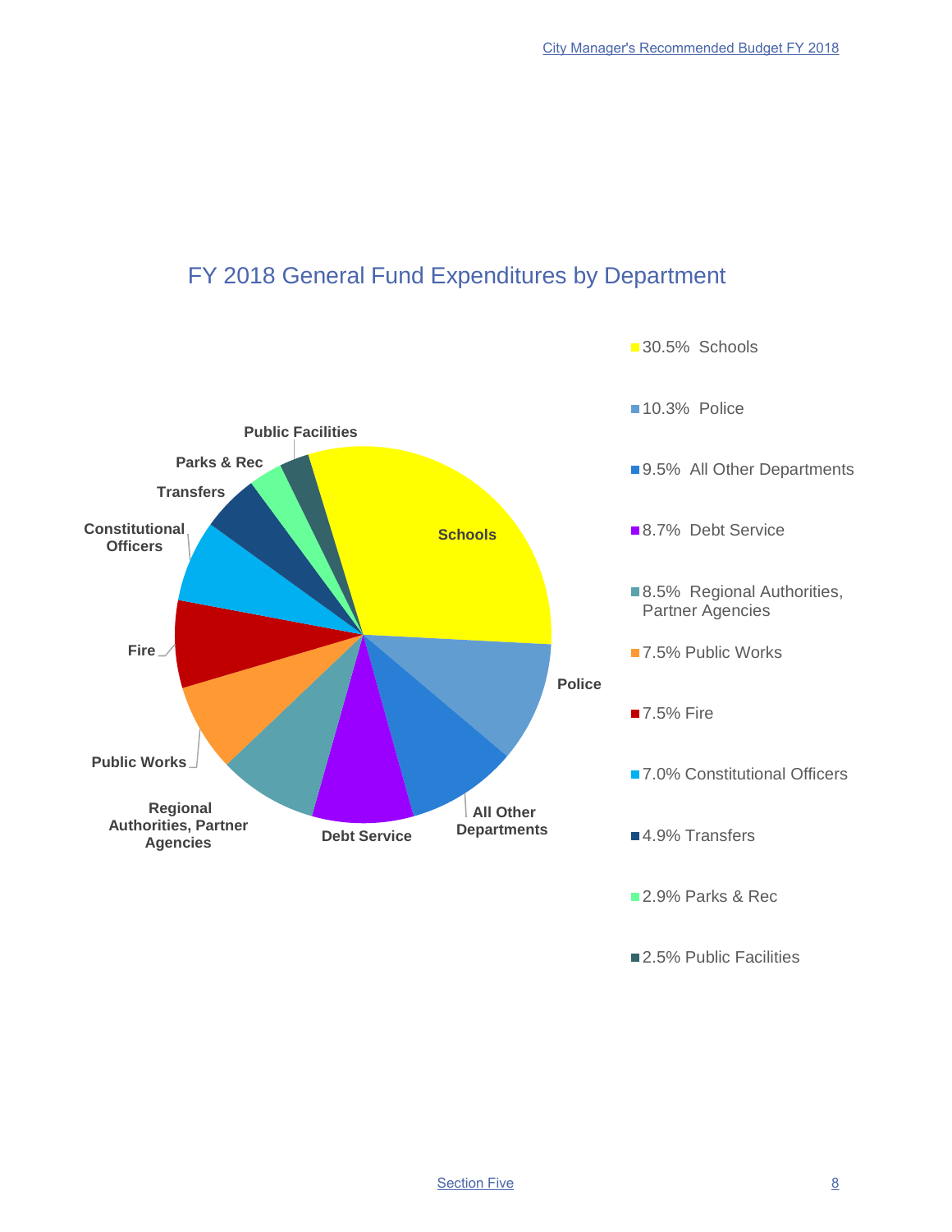# FY 2018 General Fund Expenditures by Department

Schools
Police
All Other Departments
Debt Service
Regional Authorities, Partner Agencies
Public Works
Fire
Constitutional Officers
Transfers
Parks & Rec
Public Facilities

30.5% Schools
10.3% Police
9.5% All Other Departments
8.7% Debt Service
8.5% Regional Authorities, Partner Agencies
7.5% Public Works
7.5% Fire
7.0% Constitutional Officers
4.9% Transfers
2.9% Parks & Rec
2.5% Public Facilities